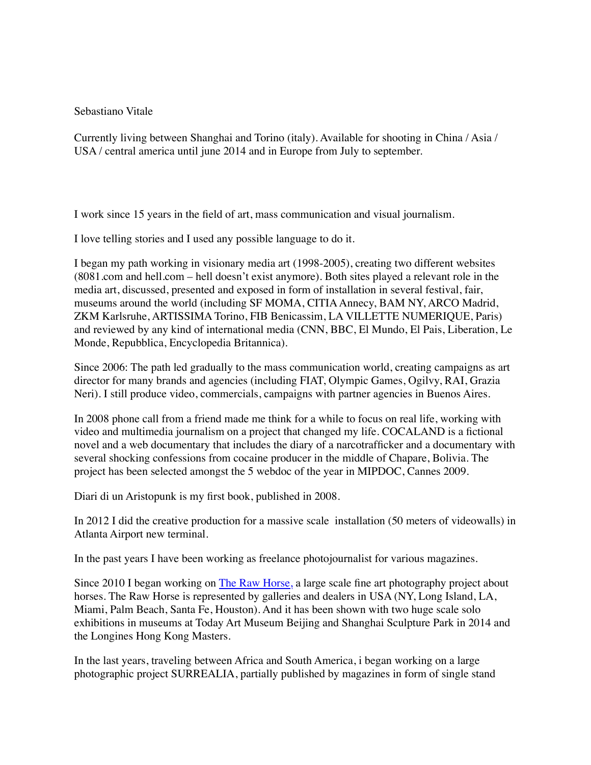Sebastiano Vitale

Currently living between Shanghai and Torino (italy). Available for shooting in China / Asia / USA / central america until june 2014 and in Europe from July to september.

I work since 15 years in the field of art, mass communication and visual journalism.

I love telling stories and I used any possible language to do it.

I began my path working in visionary media art (1998-2005), creating two different websites (8081.com and hell.com – hell doesn't exist anymore). Both sites played a relevant role in the media art, discussed, presented and exposed in form of installation in several festival, fair, museums around the world (including SF MOMA, CITIA Annecy, BAM NY, ARCO Madrid, ZKM Karlsruhe, ARTISSIMA Torino, FIB Benicassim, LA VILLETTE NUMERIQUE, Paris) and reviewed by any kind of international media (CNN, BBC, El Mundo, El Pais, Liberation, Le Monde, Repubblica, Encyclopedia Britannica).

Since 2006: The path led gradually to the mass communication world, creating campaigns as art director for many brands and agencies (including FIAT, Olympic Games, Ogilvy, RAI, Grazia Neri). I still produce video, commercials, campaigns with partner agencies in Buenos Aires.

In 2008 phone call from a friend made me think for a while to focus on real life, working with video and multimedia journalism on a project that changed my life. COCALAND is a fictional novel and a web documentary that includes the diary of a narcotrafficker and a documentary with several shocking confessions from cocaine producer in the middle of Chapare, Bolivia. The project has been selected amongst the 5 webdoc of the year in MIPDOC, Cannes 2009.

Diari di un Aristopunk is my first book, published in 2008.

In 2012 I did the creative production for a massive scale installation (50 meters of videowalls) in Atlanta Airport new terminal.

In the past years I have been working as freelance photojournalist for various magazines.

Since 2010 I began working on [The Raw Horse,] a large scale fine art photography project about horses. The Raw Horse is represented by galleries and dealers in USA (NY, Long Island, LA, Miami, Palm Beach, Santa Fe, Houston). And it has been shown with two huge scale solo exhibitions in museums at Today Art Museum Beijing and Shanghai Sculpture Park in 2014 and the Longines Hong Kong Masters.

In the last years, traveling between Africa and South America, i began working on a large photographic project SURREALIA, partially published by magazines in form of single stand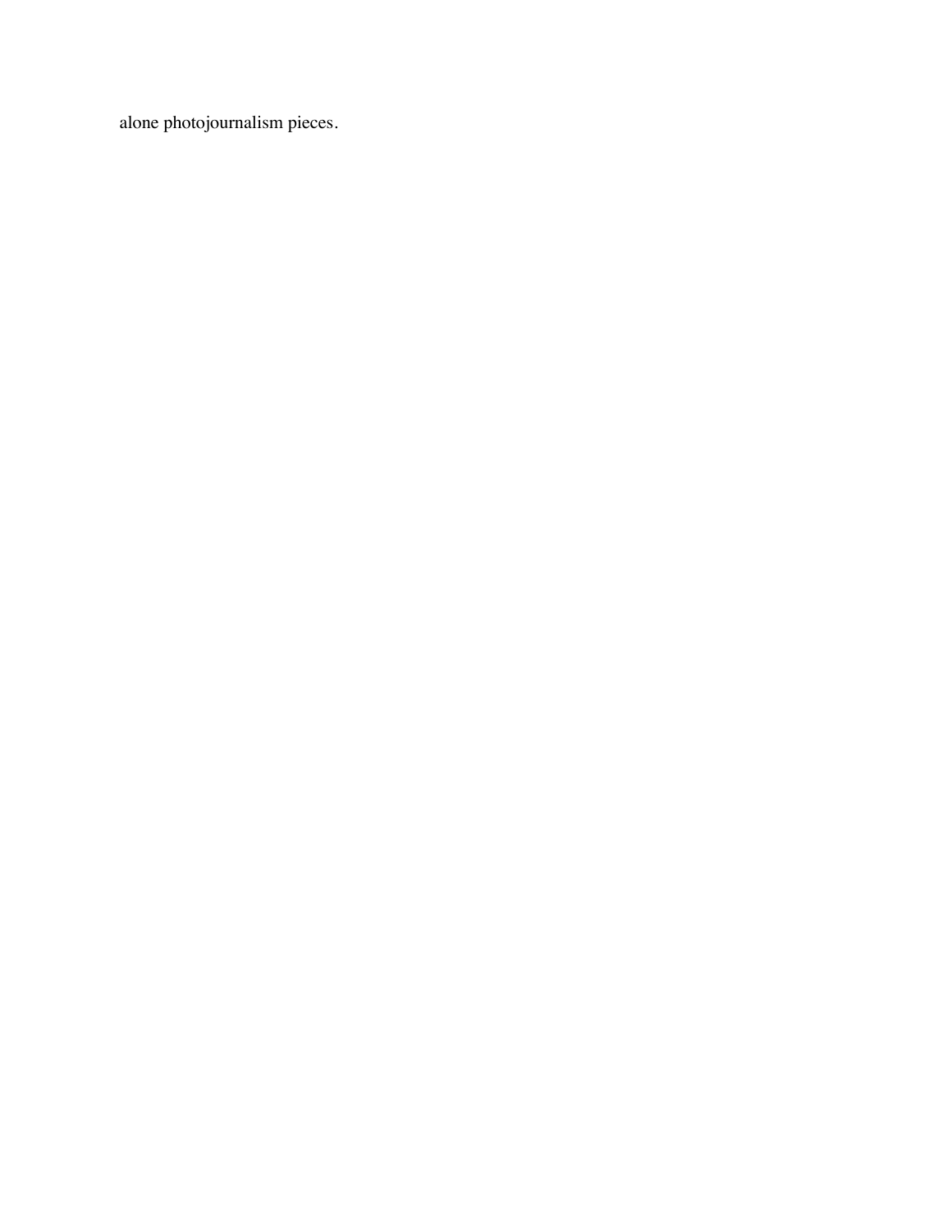alone photojournalism pieces.